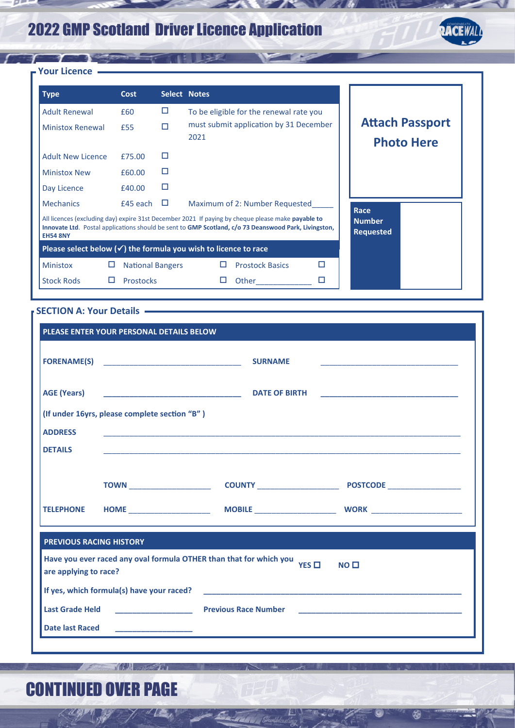# 2022 GMP Scotland Driver Licence Application

## Your Licence

| Type | Cost | Select | Notes |
|---|---|---|---|
| Adult Renewal | £60 | ☐ | To be eligible for the renewal rate you must submit application by 31 December 2021 |
| Ministox Renewal | £55 | ☐ | |
| Adult New Licence | £75.00 | ☐ | |
| Ministox New | £60.00 | ☐ | |
| Day Licence | £40.00 | ☐ | |
| Mechanics | £45 each | ☐ | Maximum of 2: Number Requested_____ |

All licences (excluding day) expire 31st December 2021 If paying by cheque please make **payable to Innovate Ltd**. Postal applications should be sent to **GMP Scotland, c/o 73 Deanswood Park, Livingston, EH54 8NY**

**Please select below (✓) the formula you wish to licence to race**

| | | | | | |
|---|---|---|---|---|---|
| Ministox | ☐ | National Bangers | ☐ | Prostock Basics | ☐ |
| Stock Rods | ☐ | Prostocks | ☐ | Other____________ | ☐ |

**Attach Passport Photo Here**

**Race Number Requested**

## SECTION A: Your Details

**PLEASE ENTER YOUR PERSONAL DETAILS BELOW**

**FORENAME(S)** ________________________________ **SURNAME** ________________________________

**AGE (Years)** ________________________________ **DATE OF BIRTH** ________________________________

**(If under 16yrs, please complete section "B" )**

**ADDRESS** ____________________________________________________________________________

**DETAILS** ____________________________________________________________________________

**TOWN** ___________________ **COUNTY** ___________________ **POSTCODE** _________________

**TELEPHONE** **HOME** ___________________ **MOBILE** ___________________ **WORK** _____________________

**PREVIOUS RACING HISTORY**

**Have you ever raced any oval formula OTHER than that for which you are applying to race?** **YES ☐** **NO ☐**

**If yes, which formula(s) have your raced?** ____________________________________________________________

**Last Grade Held** __________________ **Previous Race Number** ______________________________________

**Date last Raced** __________________

# CONTINUED OVER PAGE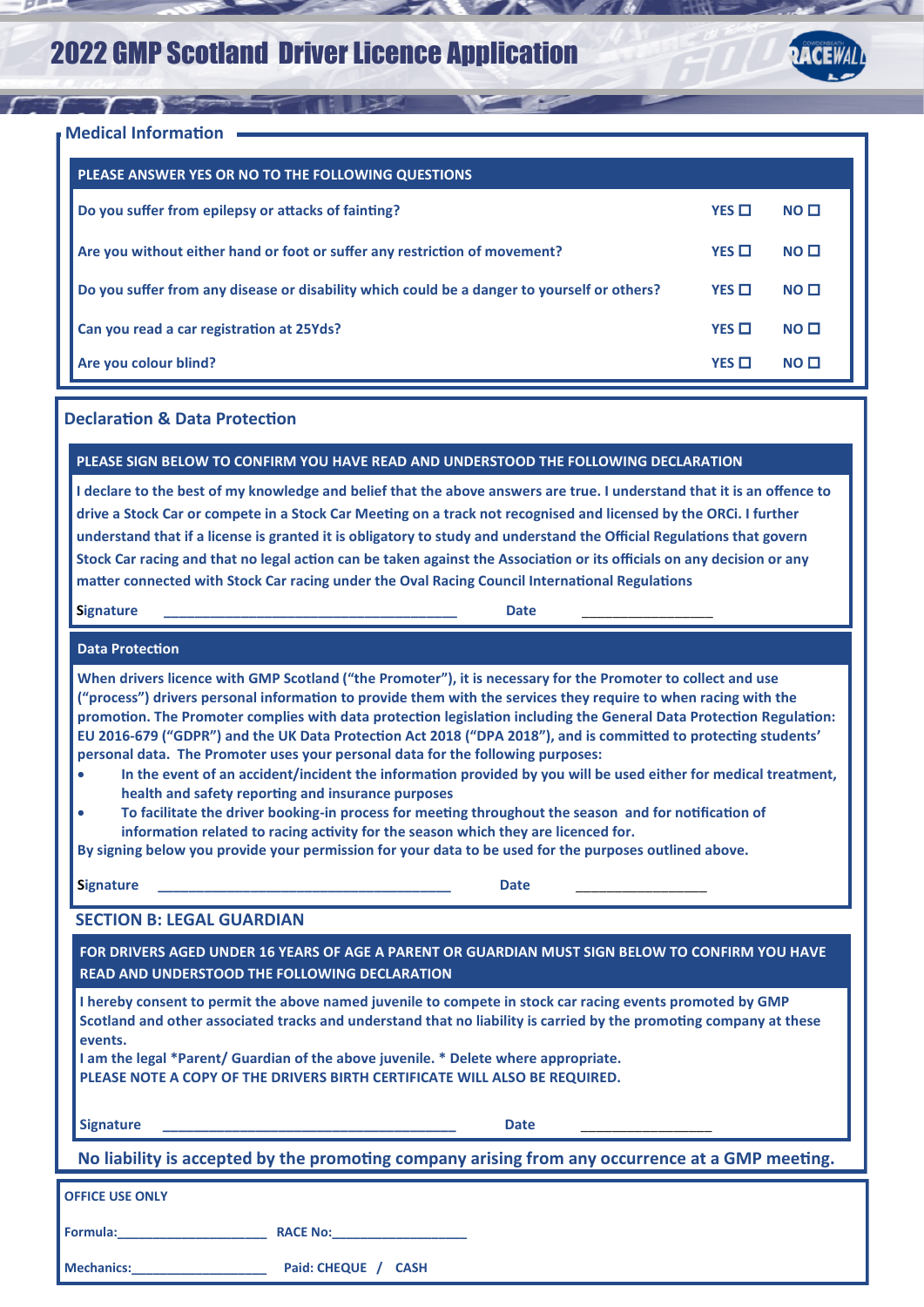# 2022 GMP Scotland Driver Licence Application

## Medical Information

| PLEASE ANSWER YES OR NO TO THE FOLLOWING QUESTIONS | | |
|---|---|---|
| Do you suffer from epilepsy or attacks of fainting? | YES ☐ | NO ☐ |
| Are you without either hand or foot or suffer any restriction of movement? | YES ☐ | NO ☐ |
| Do you suffer from any disease or disability which could be a danger to yourself or others? | YES ☐ | NO ☐ |
| Can you read a car registration at 25Yds? | YES ☐ | NO ☐ |
| Are you colour blind? | YES ☐ | NO ☐ |

## Declaration & Data Protection

**PLEASE SIGN BELOW TO CONFIRM YOU HAVE READ AND UNDERSTOOD THE FOLLOWING DECLARATION**

I declare to the best of my knowledge and belief that the above answers are true. I understand that it is an offence to drive a Stock Car or compete in a Stock Car Meeting on a track not recognised and licensed by the ORCi. I further understand that if a license is granted it is obligatory to study and understand the Official Regulations that govern Stock Car racing and that no legal action can be taken against the Association or its officials on any decision or any matter connected with Stock Car racing under the Oval Racing Council International Regulations

Signature ______________________________________ Date ________________

**Data Protection**

When drivers licence with GMP Scotland ("the Promoter"), it is necessary for the Promoter to collect and use ("process") drivers personal information to provide them with the services they require to when racing with the promotion. The Promoter complies with data protection legislation including the General Data Protection Regulation: EU 2016-679 ("GDPR") and the UK Data Protection Act 2018 ("DPA 2018"), and is committed to protecting students' personal data. The Promoter uses your personal data for the following purposes:

- In the event of an accident/incident the information provided by you will be used either for medical treatment, health and safety reporting and insurance purposes
- To facilitate the driver booking-in process for meeting throughout the season and for notification of information related to racing activity for the season which they are licenced for.

By signing below you provide your permission for your data to be used for the purposes outlined above.

Signature ______________________________________ Date ________________

## SECTION B: LEGAL GUARDIAN

**FOR DRIVERS AGED UNDER 16 YEARS OF AGE A PARENT OR GUARDIAN MUST SIGN BELOW TO CONFIRM YOU HAVE READ AND UNDERSTOOD THE FOLLOWING DECLARATION**

I hereby consent to permit the above named juvenile to compete in stock car racing events promoted by GMP Scotland and other associated tracks and understand that no liability is carried by the promoting company at these events.

I am the legal *Parent/ Guardian of the above juvenile. * Delete where appropriate.

PLEASE NOTE A COPY OF THE DRIVERS BIRTH CERTIFICATE WILL ALSO BE REQUIRED.

Signature ______________________________________ Date ________________

**No liability is accepted by the promoting company arising from any occurrence at a GMP meeting.**

**OFFICE USE ONLY**

Formula:____________________ RACE No:__________________

Mechanics:__________________ Paid: CHEQUE / CASH